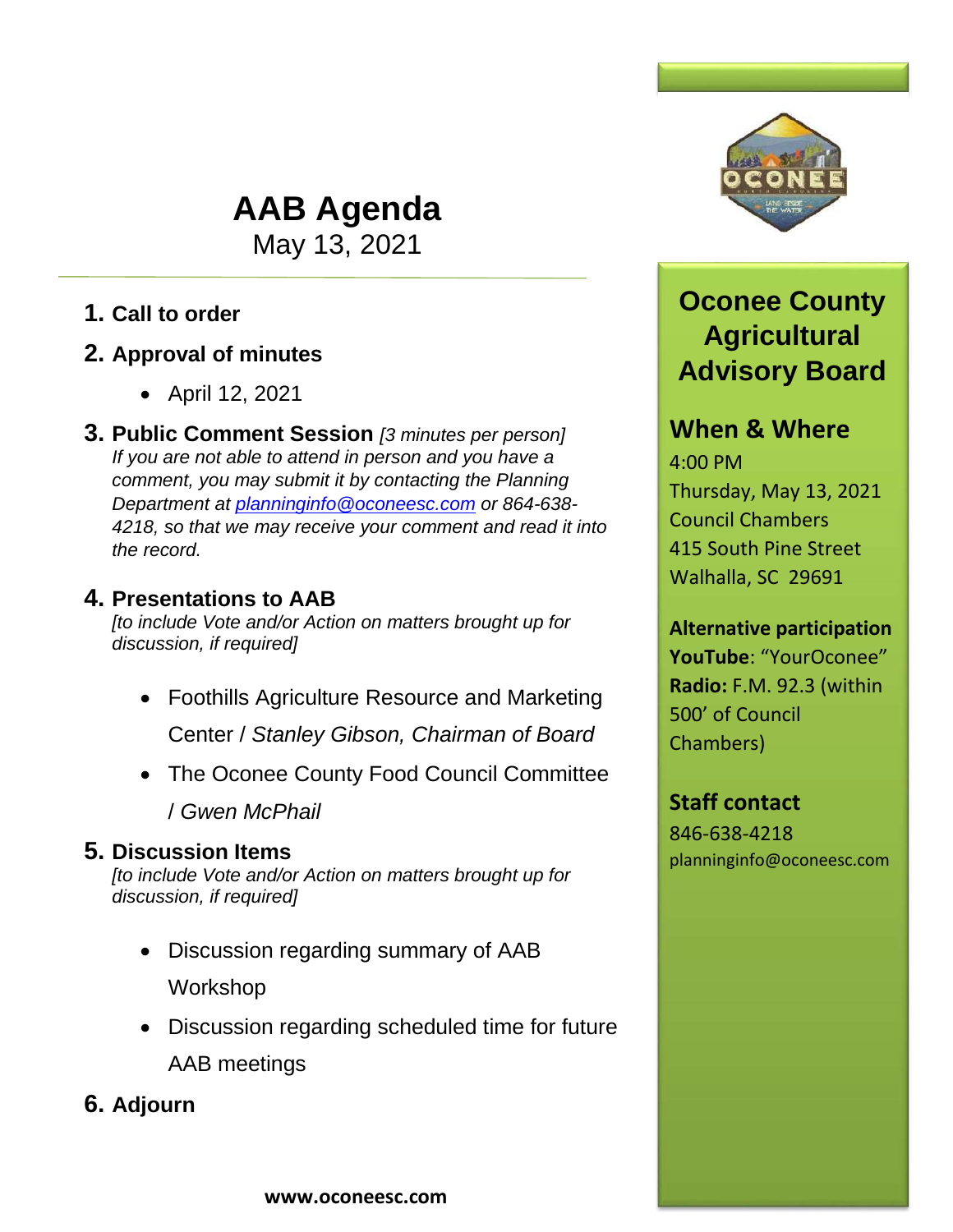# AAB Agenda

May 13, 2021

1. **Call to order**
2. **Approval of minutes**
    - April 12, 2021
3. **Public Comment Session** *[3 minutes per person]*
   *If you are not able to attend in person and you have a comment, you may submit it by contacting the Planning Department at planninginfo@oconeesc.com or 864-638-4218, so that we may receive your comment and read it into the record.*
4. **Presentations to AAB**
   *[to include Vote and/or Action on matters brought up for discussion, if required]*
    - Foothills Agriculture Resource and Marketing Center / *Stanley Gibson, Chairman of Board*
    - The Oconee County Food Council Committee / *Gwen McPhail*
5. **Discussion Items**
   *[to include Vote and/or Action on matters brought up for discussion, if required]*
    - Discussion regarding summary of AAB Workshop
    - Discussion regarding scheduled time for future AAB meetings
6. **Adjourn**

**www.oconeesc.com**

## Oconee County Agricultural Advisory Board

### When & Where

4:00 PM
Thursday, May 13, 2021
Council Chambers
415 South Pine Street
Walhalla, SC 29691

**Alternative participation**
**YouTube**: "YourOconee"
**Radio:** F.M. 92.3 (within 500' of Council Chambers)

### Staff contact

846-638-4218
planninginfo@oconeesc.com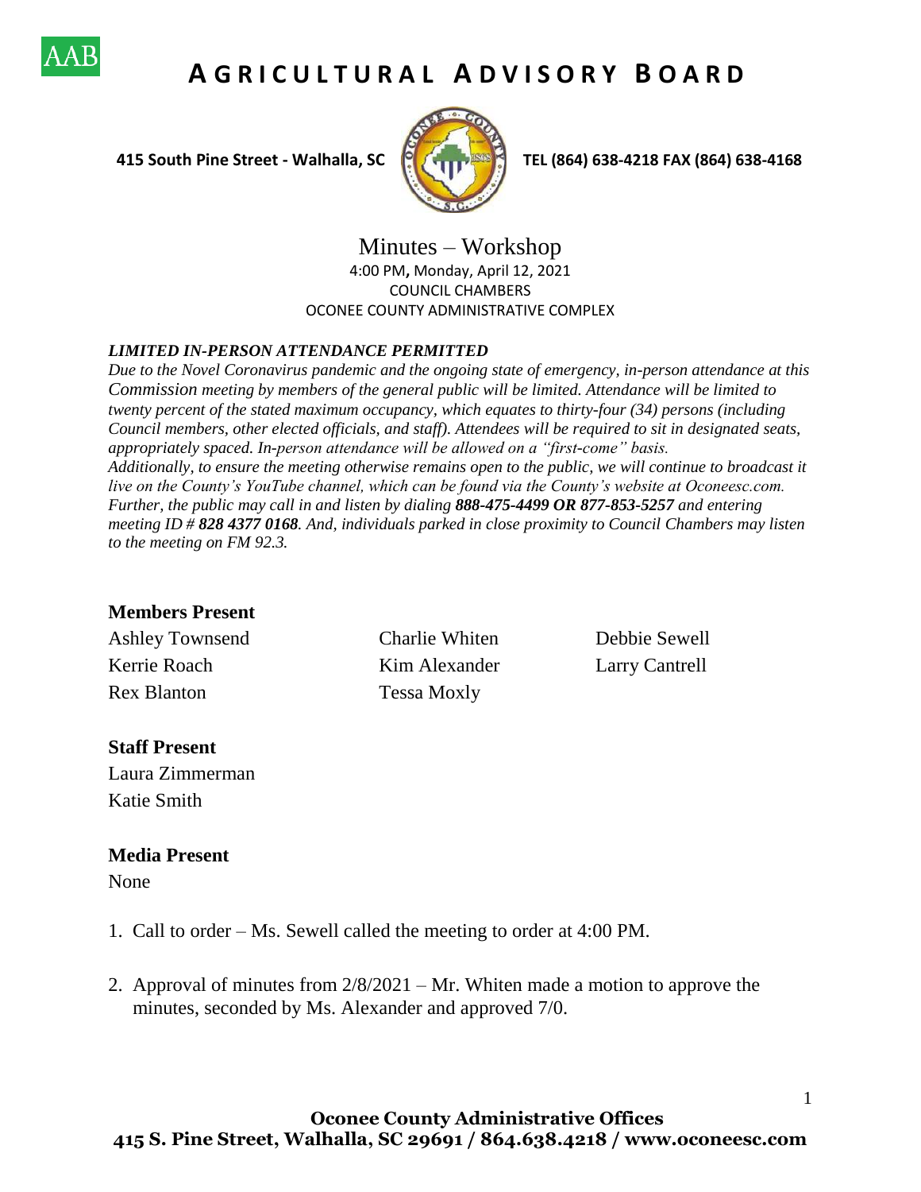# AGRICULTURAL ADVISORY BOARD

**415 South Pine Street - Walhalla, SC** **TEL (864) 638-4218 FAX (864) 638-4168**

## Minutes – Workshop

4:00 PM, Monday, April 12, 2021
COUNCIL CHAMBERS
OCONEE COUNTY ADMINISTRATIVE COMPLEX

***LIMITED IN-PERSON ATTENDANCE PERMITTED***

*Due to the Novel Coronavirus pandemic and the ongoing state of emergency, in-person attendance at this Commission meeting by members of the general public will be limited. Attendance will be limited to twenty percent of the stated maximum occupancy, which equates to thirty-four (34) persons (including Council members, other elected officials, and staff). Attendees will be required to sit in designated seats, appropriately spaced. In-person attendance will be allowed on a "first-come" basis.*
*Additionally, to ensure the meeting otherwise remains open to the public, we will continue to broadcast it live on the County's YouTube channel, which can be found via the County's website at Oconeesc.com. Further, the public may call in and listen by dialing **888-475-4499 OR 877-853-5257** and entering meeting ID # **828 4377 0168**. And, individuals parked in close proximity to Council Chambers may listen to the meeting on FM 92.3.*

### Members Present

Ashley Townsend
Charlie Whiten
Debbie Sewell
Kerrie Roach
Kim Alexander
Larry Cantrell
Rex Blanton
Tessa Moxly

### Staff Present

Laura Zimmerman
Katie Smith

### Media Present

None

1. Call to order – Ms. Sewell called the meeting to order at 4:00 PM.

2. Approval of minutes from 2/8/2021 – Mr. Whiten made a motion to approve the minutes, seconded by Ms. Alexander and approved 7/0.

**Oconee County Administrative Offices**
**415 S. Pine Street, Walhalla, SC 29691 / 864.638.4218 / www.oconeesc.com**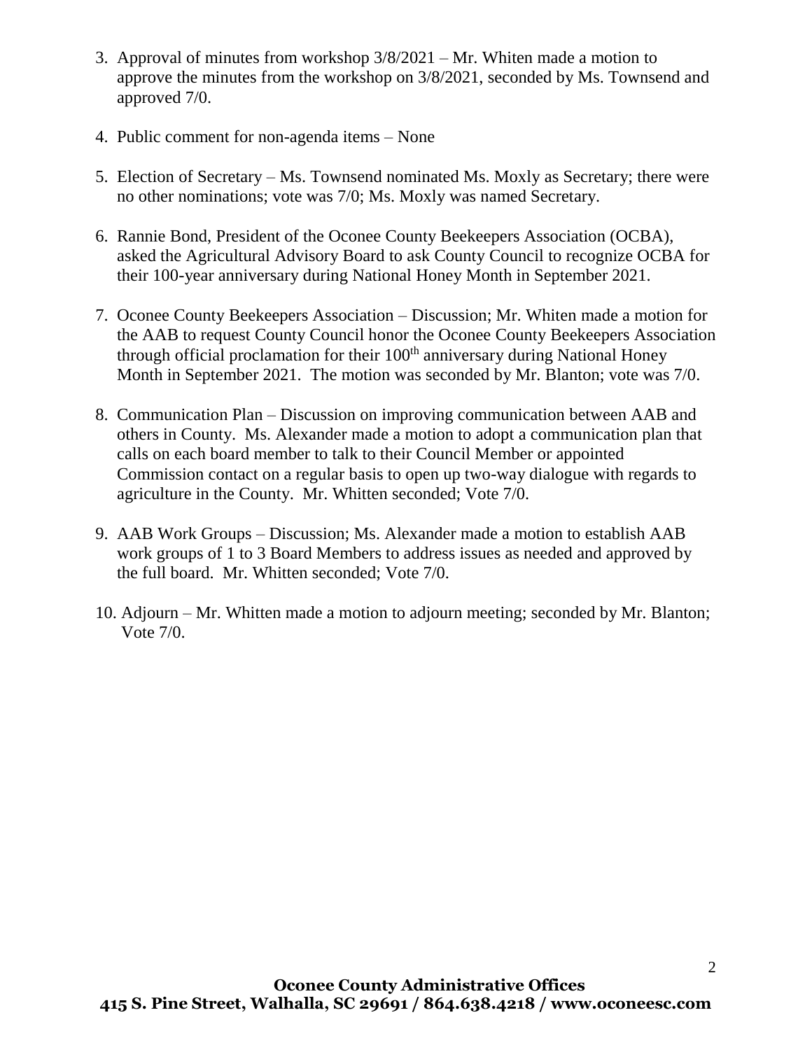3. Approval of minutes from workshop 3/8/2021 – Mr. Whiten made a motion to approve the minutes from the workshop on 3/8/2021, seconded by Ms. Townsend and approved 7/0.

4. Public comment for non-agenda items – None

5. Election of Secretary – Ms. Townsend nominated Ms. Moxly as Secretary; there were no other nominations; vote was 7/0; Ms. Moxly was named Secretary.

6. Rannie Bond, President of the Oconee County Beekeepers Association (OCBA), asked the Agricultural Advisory Board to ask County Council to recognize OCBA for their 100-year anniversary during National Honey Month in September 2021.

7. Oconee County Beekeepers Association – Discussion; Mr. Whiten made a motion for the AAB to request County Council honor the Oconee County Beekeepers Association through official proclamation for their 100th anniversary during National Honey Month in September 2021. The motion was seconded by Mr. Blanton; vote was 7/0.

8. Communication Plan – Discussion on improving communication between AAB and others in County. Ms. Alexander made a motion to adopt a communication plan that calls on each board member to talk to their Council Member or appointed Commission contact on a regular basis to open up two-way dialogue with regards to agriculture in the County. Mr. Whitten seconded; Vote 7/0.

9. AAB Work Groups – Discussion; Ms. Alexander made a motion to establish AAB work groups of 1 to 3 Board Members to address issues as needed and approved by the full board. Mr. Whitten seconded; Vote 7/0.

10. Adjourn – Mr. Whitten made a motion to adjourn meeting; seconded by Mr. Blanton; Vote 7/0.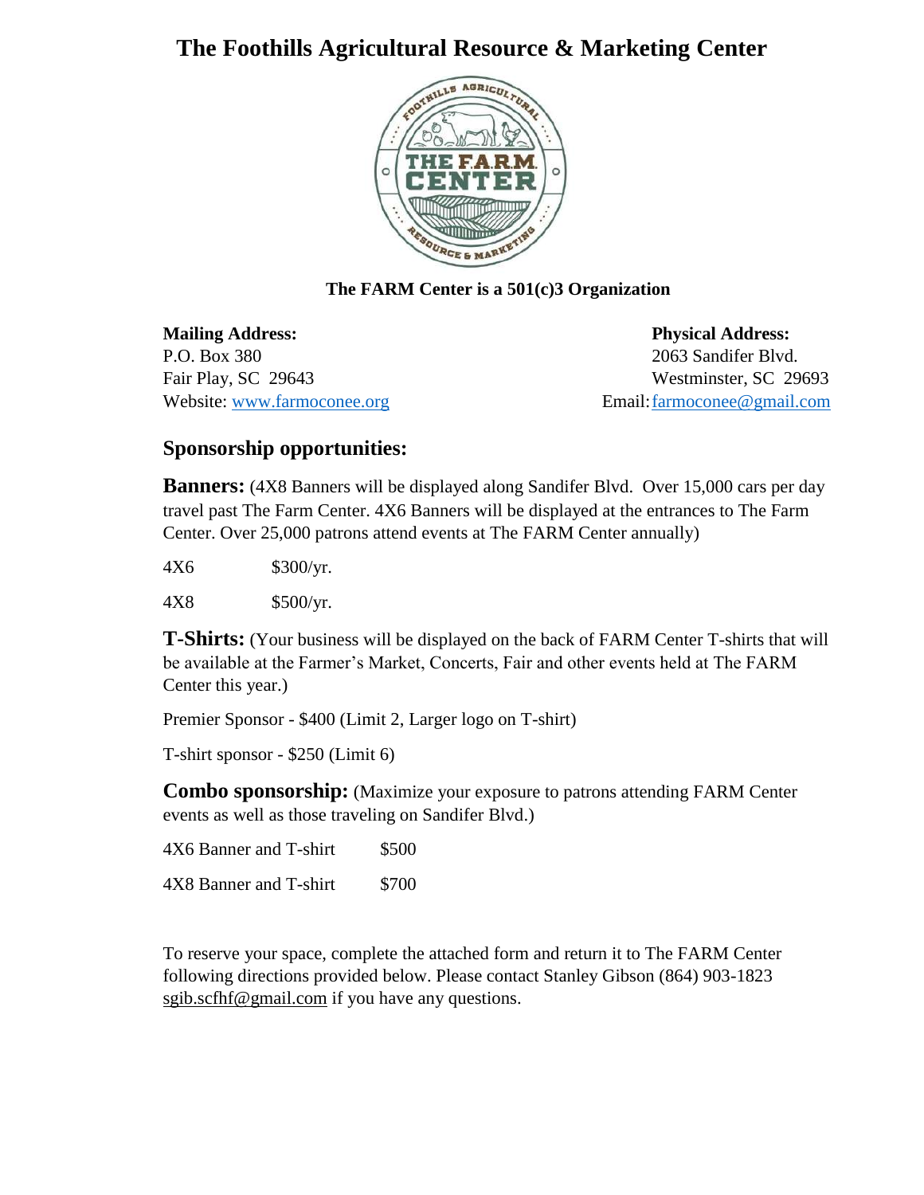# The Foothills Agricultural Resource & Marketing Center

**The FARM Center is a 501(c)3 Organization**

**Mailing Address:**
P.O. Box 380
Fair Play, SC 29643
Website: www.farmoconee.org

**Physical Address:**
2063 Sandifer Blvd.
Westminster, SC 29693
Email: farmoconee@gmail.com

## Sponsorship opportunities:

**Banners:** (4X8 Banners will be displayed along Sandifer Blvd. Over 15,000 cars per day travel past The Farm Center. 4X6 Banners will be displayed at the entrances to The Farm Center. Over 25,000 patrons attend events at The FARM Center annually)

4X6 $300/yr.

4X8 $500/yr.

**T-Shirts:** (Your business will be displayed on the back of FARM Center T-shirts that will be available at the Farmer's Market, Concerts, Fair and other events held at The FARM Center this year.)

Premier Sponsor - $400 (Limit 2, Larger logo on T-shirt)

T-shirt sponsor - $250 (Limit 6)

**Combo sponsorship:** (Maximize your exposure to patrons attending FARM Center events as well as those traveling on Sandifer Blvd.)

4X6 Banner and T-shirt $500

4X8 Banner and T-shirt $700

To reserve your space, complete the attached form and return it to The FARM Center following directions provided below. Please contact Stanley Gibson (864) 903-1823 sgib.scfhf@gmail.com if you have any questions.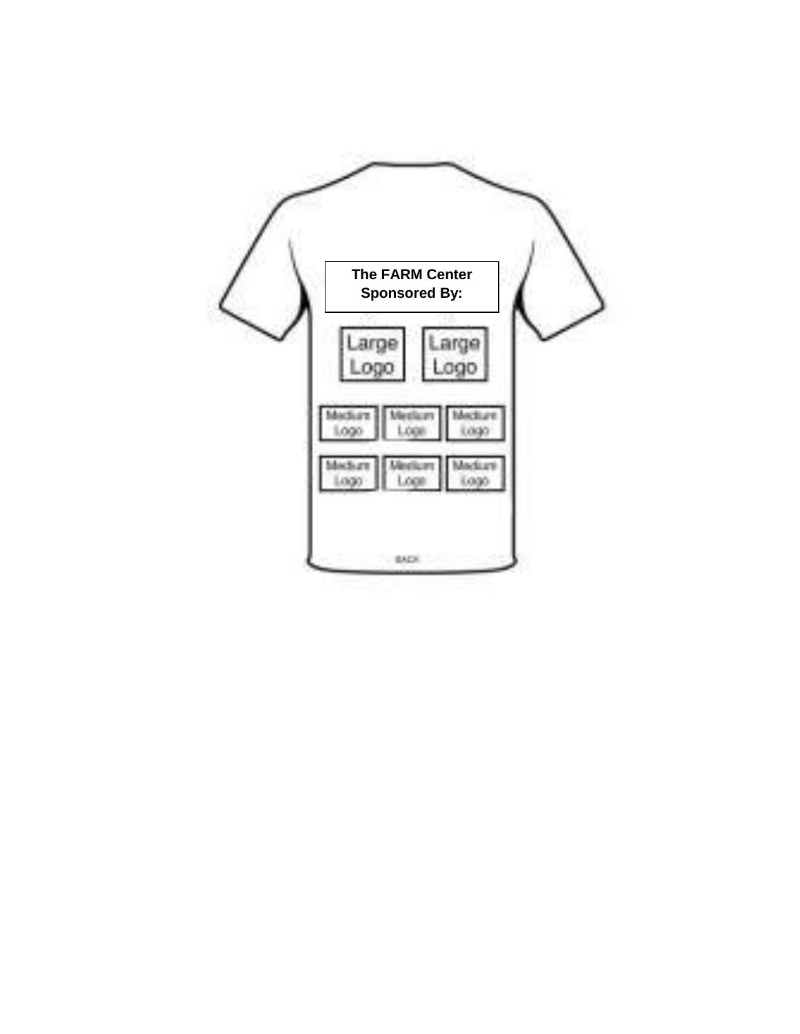**The FARM Center**
**Sponsored By:**

Large Logo | Large Logo

Medium Logo | Medium Logo | Medium Logo

Medium Logo | Medium Logo | Medium Logo

BACK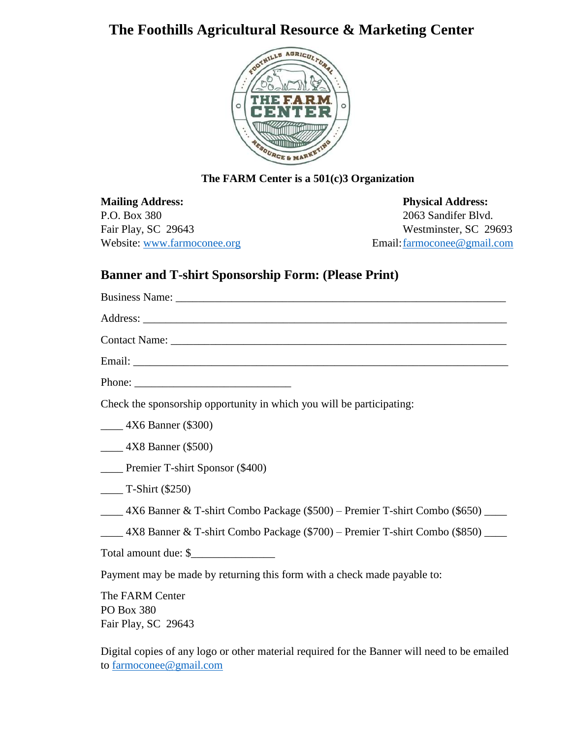# The Foothills Agricultural Resource & Marketing Center

**The FARM Center is a 501(c)3 Organization**

**Mailing Address:**
P.O. Box 380
Fair Play, SC 29643
Website: www.farmoconee.org

**Physical Address:**
2063 Sandifer Blvd.
Westminster, SC 29693
Email: farmoconee@gmail.com

## Banner and T-shirt Sponsorship Form: (Please Print)

Business Name: ___________________________________________________________

Address: ________________________________________________________________

Contact Name: ____________________________________________________________

Email: __________________________________________________________________

Phone: ___________________________

Check the sponsorship opportunity in which you will be participating:

____ 4X6 Banner ($300)

____ 4X8 Banner ($500)

____ Premier T-shirt Sponsor ($400)

____ T-Shirt ($250)

____ 4X6 Banner & T-shirt Combo Package ($500) – Premier T-shirt Combo ($650) ____

____ 4X8 Banner & T-shirt Combo Package ($700) – Premier T-shirt Combo ($850) ____

Total amount due: $_______________

Payment may be made by returning this form with a check made payable to:

The FARM Center
PO Box 380
Fair Play, SC 29643

Digital copies of any logo or other material required for the Banner will need to be emailed to farmoconee@gmail.com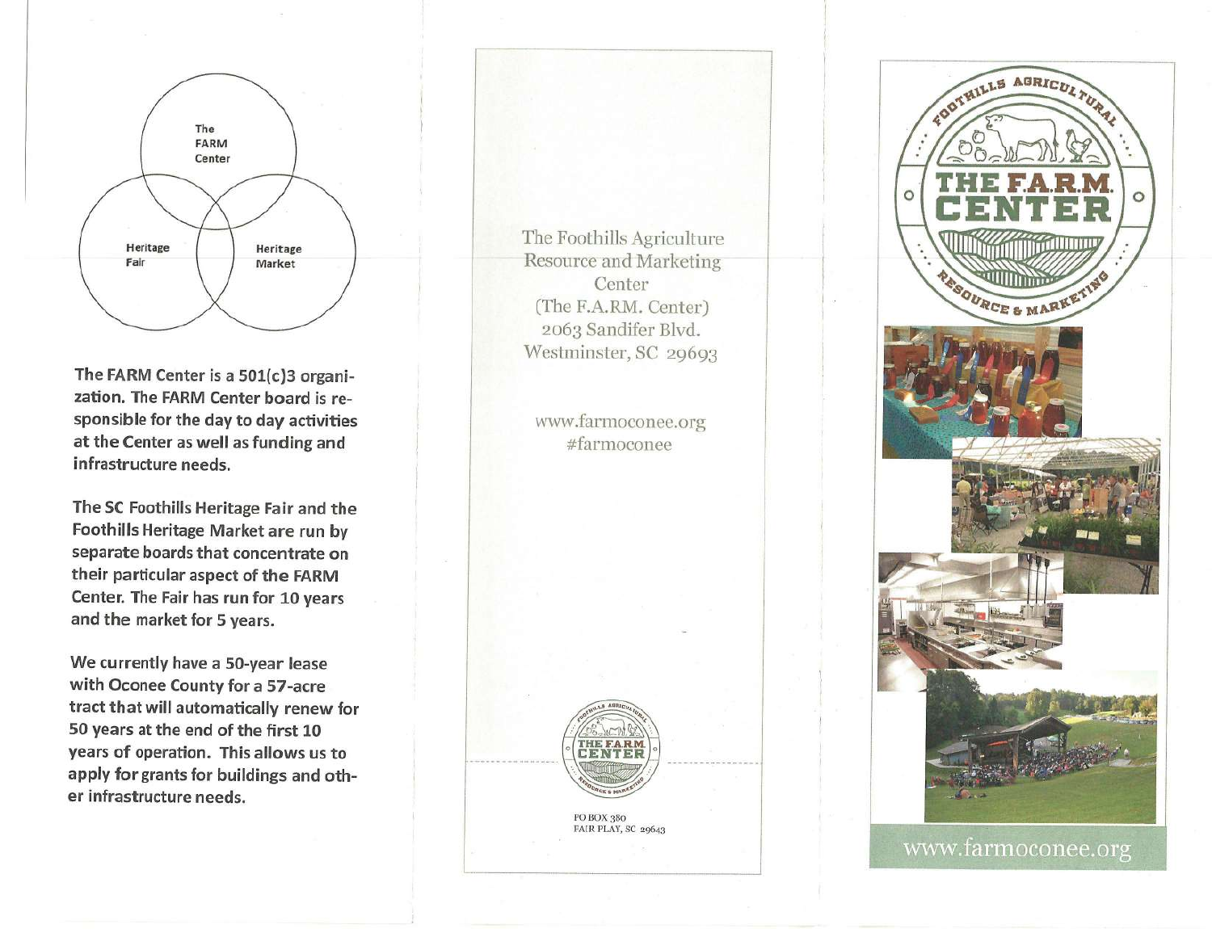The FARM Center

Heritage Fair

Heritage Market

The FARM Center is a 501(c)3 organization. The FARM Center board is responsible for the day to day activities at the Center as well as funding and infrastructure needs.

The SC Foothills Heritage Fair and the Foothills Heritage Market are run by separate boards that concentrate on their particular aspect of the FARM Center. The Fair has run for 10 years and the market for 5 years.

We currently have a 50-year lease with Oconee County for a 57-acre tract that will automatically renew for 50 years at the end of the first 10 years of operation. This allows us to apply for grants for buildings and other infrastructure needs.

The Foothills Agriculture Resource and Marketing Center
(The F.A.RM. Center)
2063 Sandifer Blvd.
Westminster, SC 29693

www.farmoconee.org
#farmoconee

PO BOX 380
FAIR PLAY, SC 29643

FOOTHILLS AGRICULTURAL
THE F.A.R.M. CENTER
RESOURCE & MARKETING

www.farmoconee.org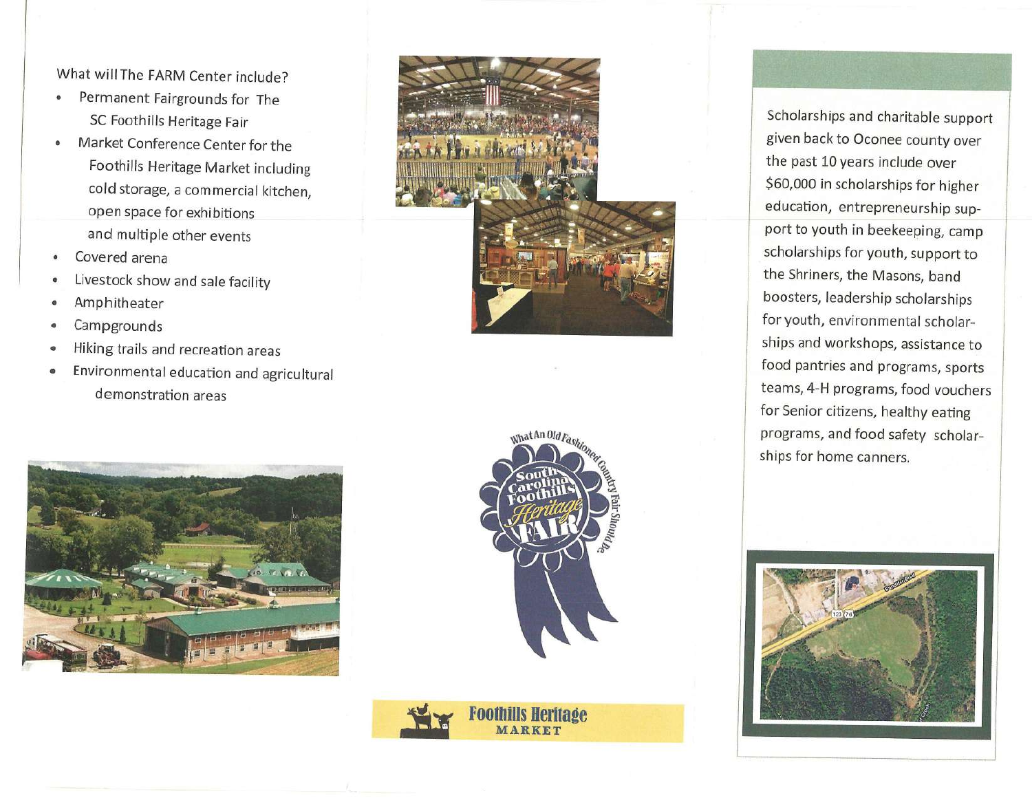What will The FARM Center include?

- Permanent Fairgrounds for The SC Foothills Heritage Fair
- Market Conference Center for the Foothills Heritage Market including cold storage, a commercial kitchen, open space for exhibitions and multiple other events
- Covered arena
- Livestock show and sale facility
- Amphitheater
- Campgrounds
- Hiking trails and recreation areas
- Environmental education and agricultural demonstration areas

What An Old Fashioned Country Fair Should Be.

South Carolina Foothills Heritage FAIR

Foothills Heritage MARKET

Scholarships and charitable support given back to Oconee county over the past 10 years include over $60,000 in scholarships for higher education, entrepreneurship support to youth in beekeeping, camp scholarships for youth, support to the Shriners, the Masons, band boosters, leadership scholarships for youth, environmental scholarships and workshops, assistance to food pantries and programs, sports teams, 4-H programs, food vouchers for Senior citizens, healthy eating programs, and food safety scholarships for home canners.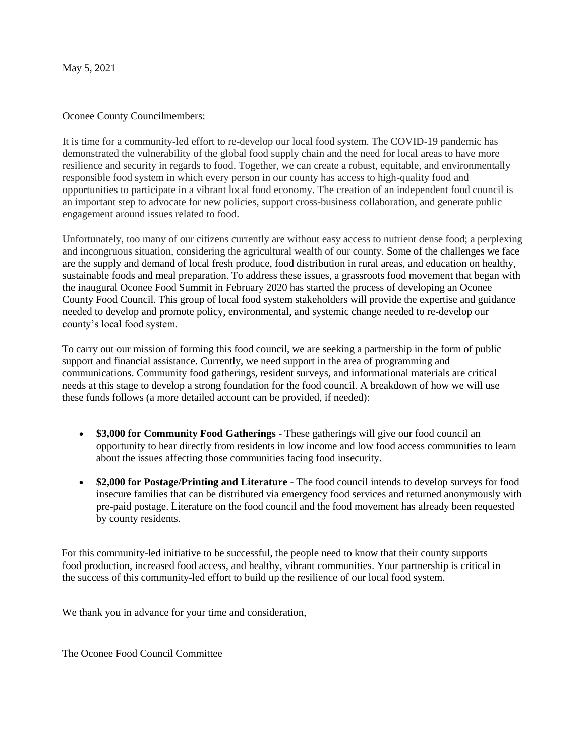May 5, 2021

Oconee County Councilmembers:

It is time for a community-led effort to re-develop our local food system. The COVID-19 pandemic has demonstrated the vulnerability of the global food supply chain and the need for local areas to have more resilience and security in regards to food. Together, we can create a robust, equitable, and environmentally responsible food system in which every person in our county has access to high-quality food and opportunities to participate in a vibrant local food economy. The creation of an independent food council is an important step to advocate for new policies, support cross-business collaboration, and generate public engagement around issues related to food.

Unfortunately, too many of our citizens currently are without easy access to nutrient dense food; a perplexing and incongruous situation, considering the agricultural wealth of our county. Some of the challenges we face are the supply and demand of local fresh produce, food distribution in rural areas, and education on healthy, sustainable foods and meal preparation. To address these issues, a grassroots food movement that began with the inaugural Oconee Food Summit in February 2020 has started the process of developing an Oconee County Food Council. This group of local food system stakeholders will provide the expertise and guidance needed to develop and promote policy, environmental, and systemic change needed to re-develop our county's local food system.

To carry out our mission of forming this food council, we are seeking a partnership in the form of public support and financial assistance. Currently, we need support in the area of programming and communications. Community food gatherings, resident surveys, and informational materials are critical needs at this stage to develop a strong foundation for the food council. A breakdown of how we will use these funds follows (a more detailed account can be provided, if needed):

- **$3,000 for Community Food Gatherings** - These gatherings will give our food council an opportunity to hear directly from residents in low income and low food access communities to learn about the issues affecting those communities facing food insecurity.
- **$2,000 for Postage/Printing and Literature** - The food council intends to develop surveys for food insecure families that can be distributed via emergency food services and returned anonymously with pre-paid postage. Literature on the food council and the food movement has already been requested by county residents.

For this community-led initiative to be successful, the people need to know that their county supports food production, increased food access, and healthy, vibrant communities. Your partnership is critical in the success of this community-led effort to build up the resilience of our local food system.

We thank you in advance for your time and consideration,

The Oconee Food Council Committee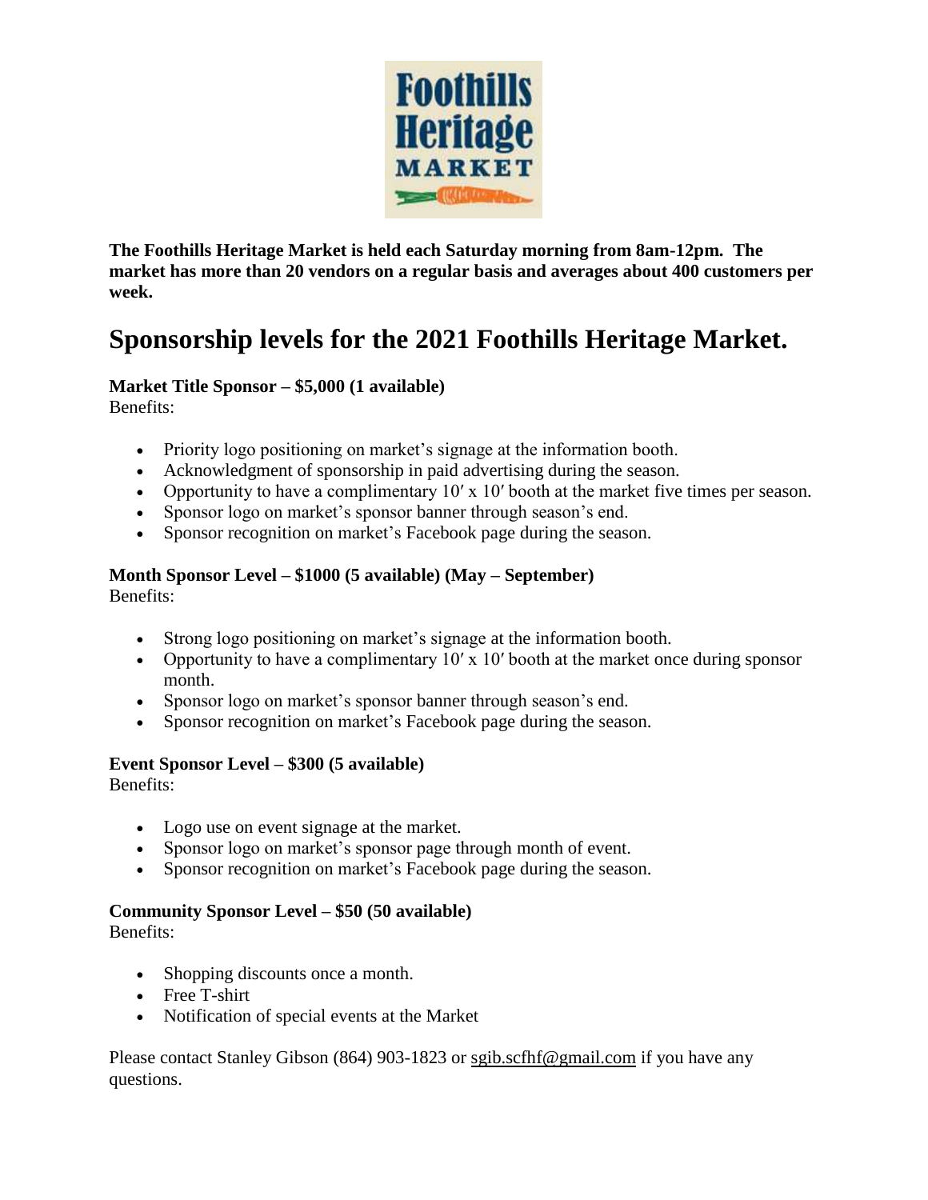**The Foothills Heritage Market is held each Saturday morning from 8am-12pm. The market has more than 20 vendors on a regular basis and averages about 400 customers per week.**

# Sponsorship levels for the 2021 Foothills Heritage Market.

**Market Title Sponsor – $5,000 (1 available)**
Benefits:

- Priority logo positioning on market's signage at the information booth.
- Acknowledgment of sponsorship in paid advertising during the season.
- Opportunity to have a complimentary 10′ x 10′ booth at the market five times per season.
- Sponsor logo on market's sponsor banner through season's end.
- Sponsor recognition on market's Facebook page during the season.

**Month Sponsor Level – $1000 (5 available) (May – September)**
Benefits:

- Strong logo positioning on market's signage at the information booth.
- Opportunity to have a complimentary 10′ x 10′ booth at the market once during sponsor month.
- Sponsor logo on market's sponsor banner through season's end.
- Sponsor recognition on market's Facebook page during the season.

**Event Sponsor Level – $300 (5 available)**
Benefits:

- Logo use on event signage at the market.
- Sponsor logo on market's sponsor page through month of event.
- Sponsor recognition on market's Facebook page during the season.

**Community Sponsor Level – $50 (50 available)**
Benefits:

- Shopping discounts once a month.
- Free T-shirt
- Notification of special events at the Market

Please contact Stanley Gibson (864) 903-1823 or sgib.scfhf@gmail.com if you have any questions.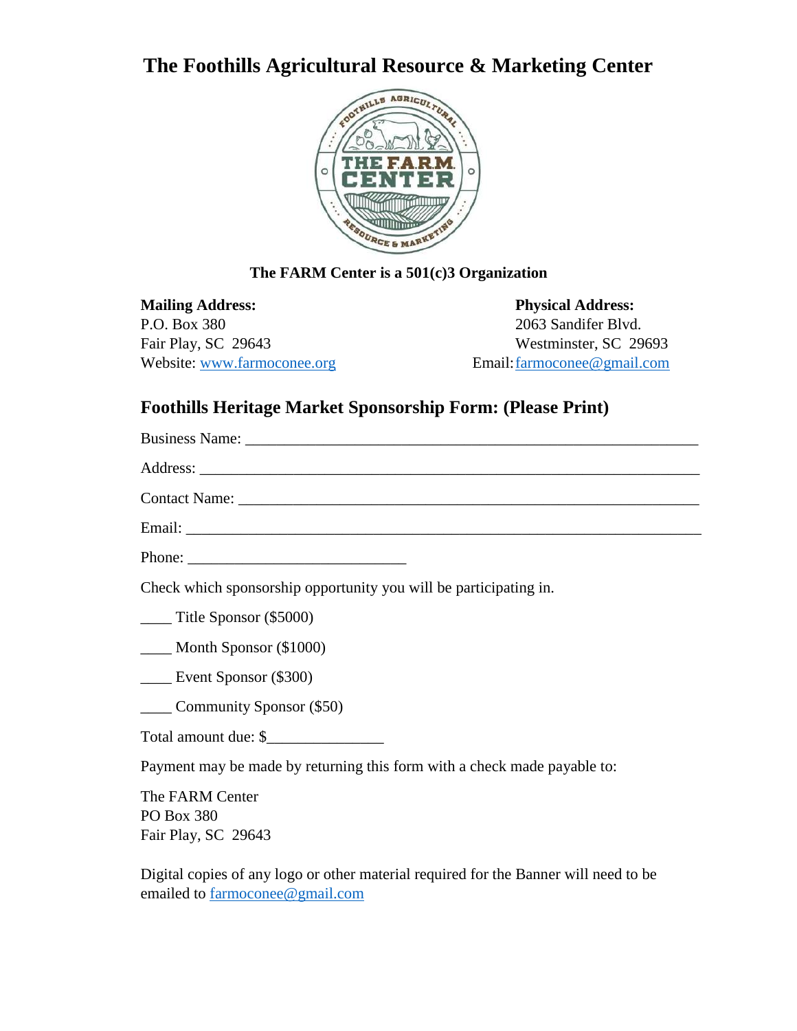# The Foothills Agricultural Resource & Marketing Center

**The FARM Center is a 501(c)3 Organization**

**Mailing Address:**
P.O. Box 380
Fair Play, SC 29643
Website: www.farmoconee.org

**Physical Address:**
2063 Sandifer Blvd.
Westminster, SC 29693
Email: farmoconee@gmail.com

## Foothills Heritage Market Sponsorship Form: (Please Print)

Business Name: ____________________________________________________________

Address: _________________________________________________________________

Contact Name: _____________________________________________________________

Email: ___________________________________________________________________

Phone: ____________________________

Check which sponsorship opportunity you will be participating in.

____ Title Sponsor ($5000)

____ Month Sponsor ($1000)

____ Event Sponsor ($300)

____ Community Sponsor ($50)

Total amount due: $______________

Payment may be made by returning this form with a check made payable to:

The FARM Center
PO Box 380
Fair Play, SC 29643

Digital copies of any logo or other material required for the Banner will need to be emailed to farmoconee@gmail.com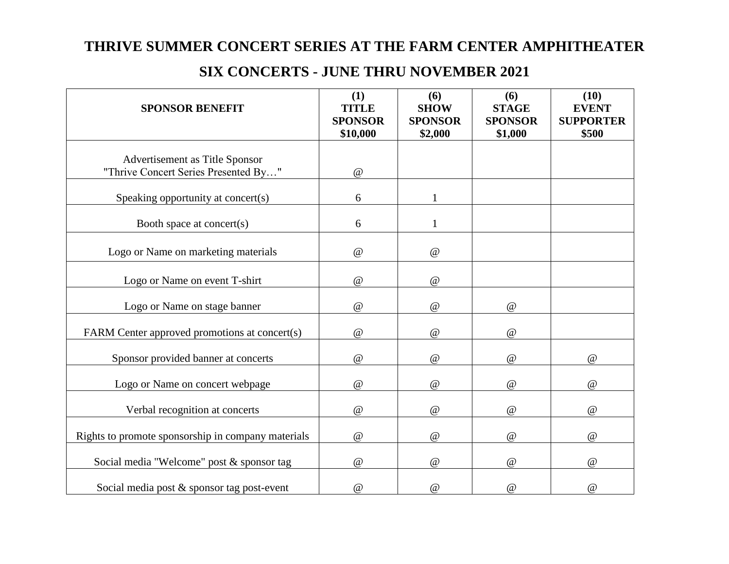# THRIVE SUMMER CONCERT SERIES AT THE FARM CENTER AMPHITHEATER

## SIX CONCERTS - JUNE THRU NOVEMBER 2021

| SPONSOR BENEFIT | (1) TITLE SPONSOR $10,000 | (6) SHOW SPONSOR $2,000 | (6) STAGE SPONSOR $1,000 | (10) EVENT SUPPORTER $500 |
|---|---|---|---|---|
| Advertisement as Title Sponsor "Thrive Concert Series Presented By…" | @ | | | |
| Speaking opportunity at concert(s) | 6 | 1 | | |
| Booth space at concert(s) | 6 | 1 | | |
| Logo or Name on marketing materials | @ | @ | | |
| Logo or Name on event T-shirt | @ | @ | | |
| Logo or Name on stage banner | @ | @ | @ | |
| FARM Center approved promotions at concert(s) | @ | @ | @ | |
| Sponsor provided banner at concerts | @ | @ | @ | @ |
| Logo or Name on concert webpage | @ | @ | @ | @ |
| Verbal recognition at concerts | @ | @ | @ | @ |
| Rights to promote sponsorship in company materials | @ | @ | @ | @ |
| Social media "Welcome" post & sponsor tag | @ | @ | @ | @ |
| Social media post & sponsor tag post-event | @ | @ | @ | @ |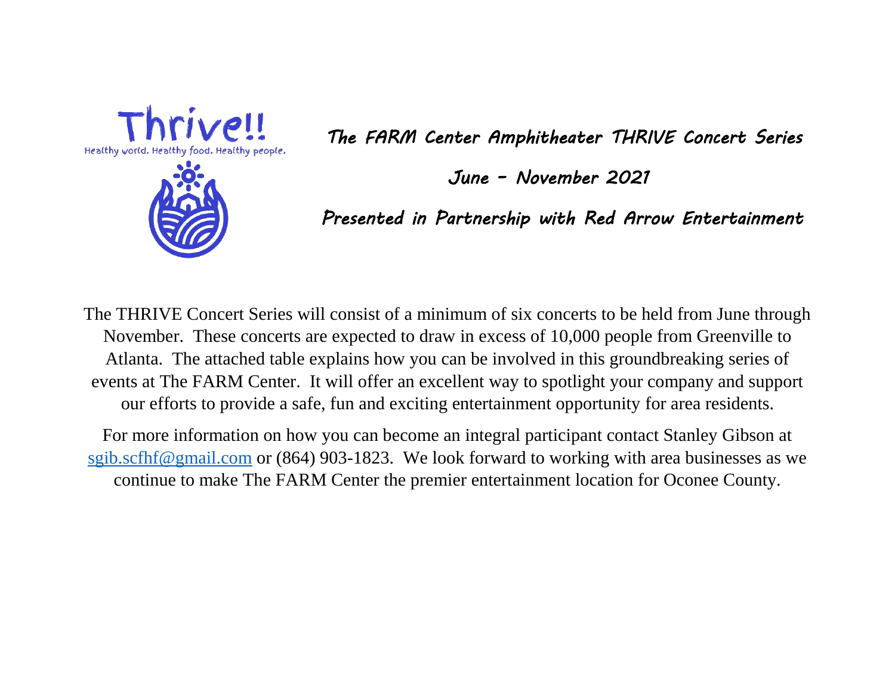Thrive!!

Healthy world. Healthy food. Healthy people.

***The FARM Center Amphitheater THRIVE Concert Series***

***June – November 2021***

***Presented in Partnership with Red Arrow Entertainment***

The THRIVE Concert Series will consist of a minimum of six concerts to be held from June through November. These concerts are expected to draw in excess of 10,000 people from Greenville to Atlanta. The attached table explains how you can be involved in this groundbreaking series of events at The FARM Center. It will offer an excellent way to spotlight your company and support our efforts to provide a safe, fun and exciting entertainment opportunity for area residents.

For more information on how you can become an integral participant contact Stanley Gibson at sgib.scfhf@gmail.com or (864) 903-1823. We look forward to working with area businesses as we continue to make The FARM Center the premier entertainment location for Oconee County.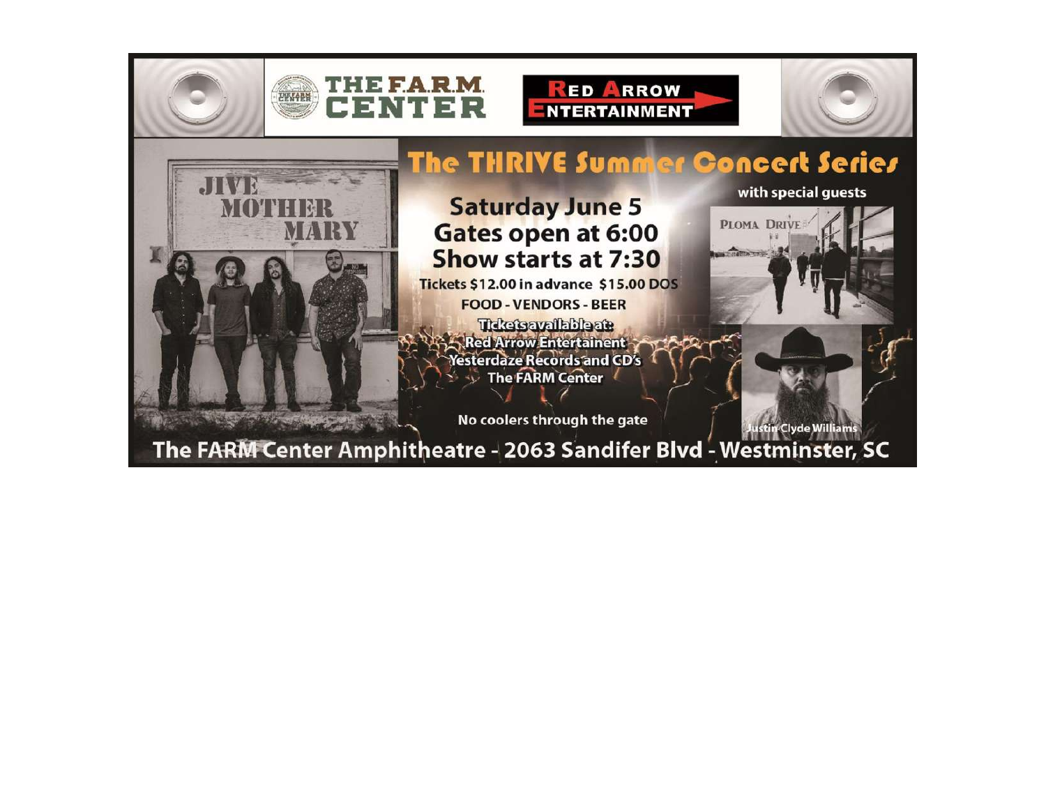THE F.A.R.M. CENTER

RED ARROW ENTERTAINMENT

# The THRIVE Summer Concert Series

JIVE MOTHER MARY

with special guests

PLOMA DRIVE

Justin Clyde Williams

**Saturday June 5**
**Gates open at 6:00**
**Show starts at 7:30**

Tickets $12.00 in advance $15.00 DOS

FOOD - VENDORS - BEER

Tickets available at:
Red Arrow Entertainent
Yesterdaze Records and CD's
The FARM Center

No coolers through the gate

The FARM Center Amphitheatre - 2063 Sandifer Blvd - Westminster, SC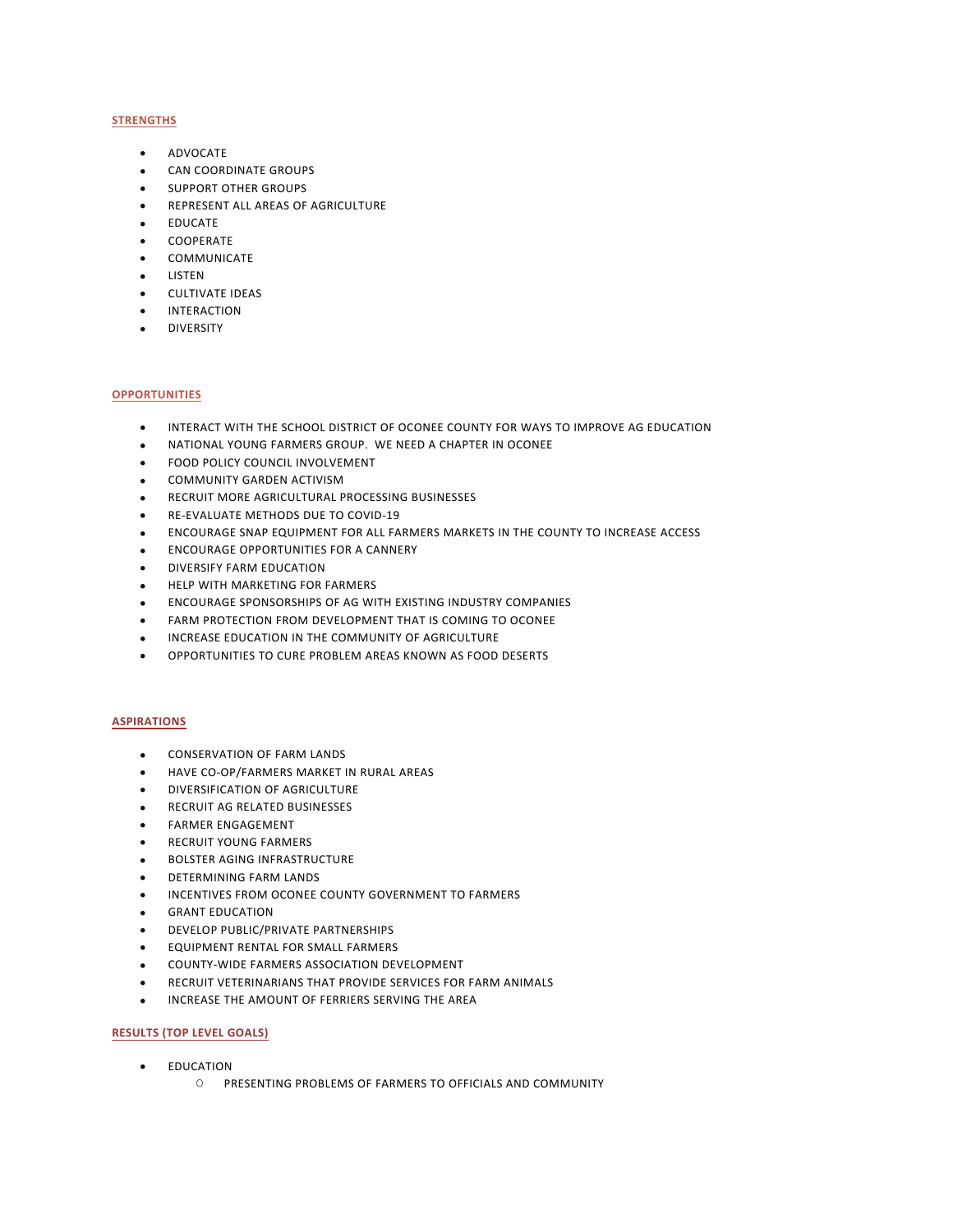## STRENGTHS

- ADVOCATE
- CAN COORDINATE GROUPS
- SUPPORT OTHER GROUPS
- REPRESENT ALL AREAS OF AGRICULTURE
- EDUCATE
- COOPERATE
- COMMUNICATE
- LISTEN
- CULTIVATE IDEAS
- INTERACTION
- DIVERSITY

## OPPORTUNITIES

- INTERACT WITH THE SCHOOL DISTRICT OF OCONEE COUNTY FOR WAYS TO IMPROVE AG EDUCATION
- NATIONAL YOUNG FARMERS GROUP. WE NEED A CHAPTER IN OCONEE
- FOOD POLICY COUNCIL INVOLVEMENT
- COMMUNITY GARDEN ACTIVISM
- RECRUIT MORE AGRICULTURAL PROCESSING BUSINESSES
- RE-EVALUATE METHODS DUE TO COVID-19
- ENCOURAGE SNAP EQUIPMENT FOR ALL FARMERS MARKETS IN THE COUNTY TO INCREASE ACCESS
- ENCOURAGE OPPORTUNITIES FOR A CANNERY
- DIVERSIFY FARM EDUCATION
- HELP WITH MARKETING FOR FARMERS
- ENCOURAGE SPONSORSHIPS OF AG WITH EXISTING INDUSTRY COMPANIES
- FARM PROTECTION FROM DEVELOPMENT THAT IS COMING TO OCONEE
- INCREASE EDUCATION IN THE COMMUNITY OF AGRICULTURE
- OPPORTUNITIES TO CURE PROBLEM AREAS KNOWN AS FOOD DESERTS

## ASPIRATIONS

- CONSERVATION OF FARM LANDS
- HAVE CO-OP/FARMERS MARKET IN RURAL AREAS
- DIVERSIFICATION OF AGRICULTURE
- RECRUIT AG RELATED BUSINESSES
- FARMER ENGAGEMENT
- RECRUIT YOUNG FARMERS
- BOLSTER AGING INFRASTRUCTURE
- DETERMINING FARM LANDS
- INCENTIVES FROM OCONEE COUNTY GOVERNMENT TO FARMERS
- GRANT EDUCATION
- DEVELOP PUBLIC/PRIVATE PARTNERSHIPS
- EQUIPMENT RENTAL FOR SMALL FARMERS
- COUNTY-WIDE FARMERS ASSOCIATION DEVELOPMENT
- RECRUIT VETERINARIANS THAT PROVIDE SERVICES FOR FARM ANIMALS
- INCREASE THE AMOUNT OF FERRIERS SERVING THE AREA

## RESULTS (TOP LEVEL GOALS)

- EDUCATION
  - PRESENTING PROBLEMS OF FARMERS TO OFFICIALS AND COMMUNITY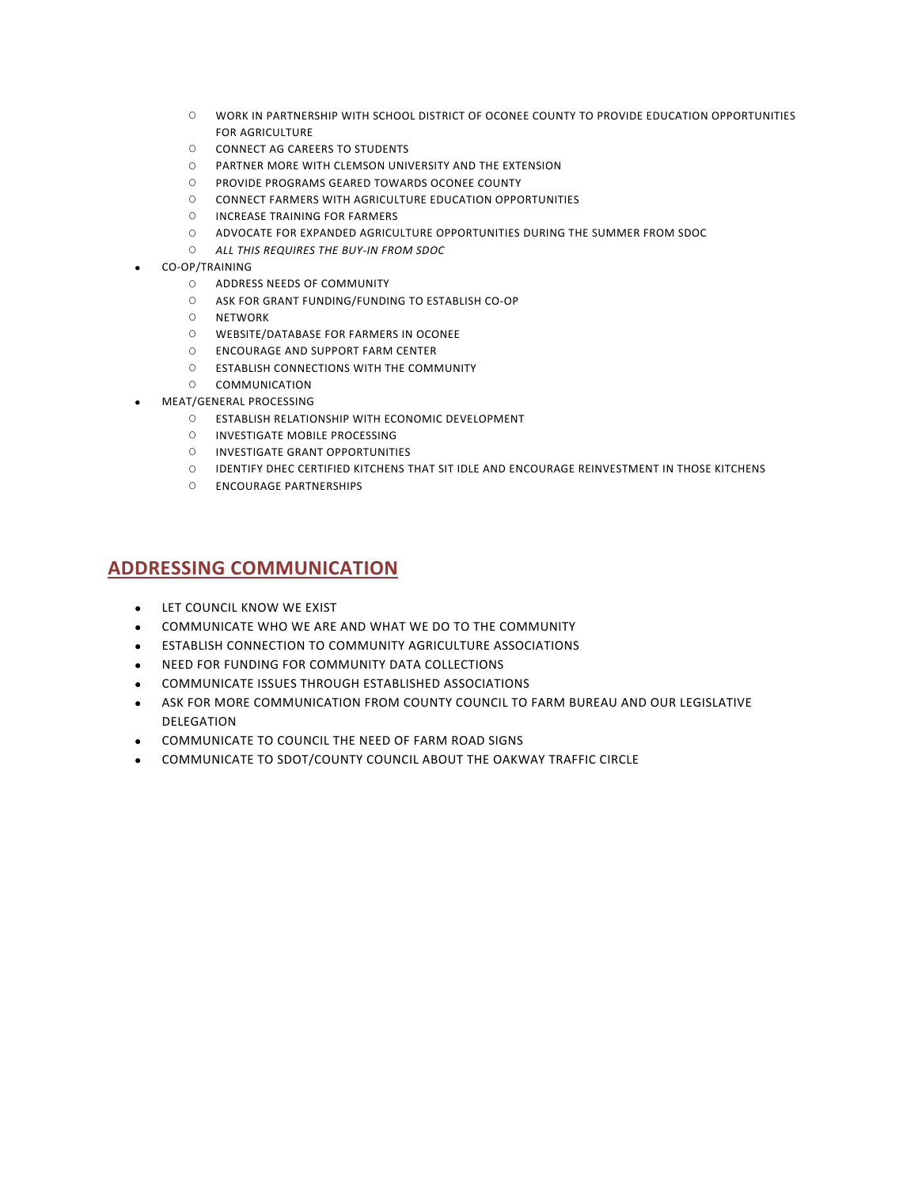- WORK IN PARTNERSHIP WITH SCHOOL DISTRICT OF OCONEE COUNTY TO PROVIDE EDUCATION OPPORTUNITIES FOR AGRICULTURE
    - CONNECT AG CAREERS TO STUDENTS
    - PARTNER MORE WITH CLEMSON UNIVERSITY AND THE EXTENSION
    - PROVIDE PROGRAMS GEARED TOWARDS OCONEE COUNTY
    - CONNECT FARMERS WITH AGRICULTURE EDUCATION OPPORTUNITIES
    - INCREASE TRAINING FOR FARMERS
    - ADVOCATE FOR EXPANDED AGRICULTURE OPPORTUNITIES DURING THE SUMMER FROM SDOC
    - *ALL THIS REQUIRES THE BUY-IN FROM SDOC*
- CO-OP/TRAINING
    - ADDRESS NEEDS OF COMMUNITY
    - ASK FOR GRANT FUNDING/FUNDING TO ESTABLISH CO-OP
    - NETWORK
    - WEBSITE/DATABASE FOR FARMERS IN OCONEE
    - ENCOURAGE AND SUPPORT FARM CENTER
    - ESTABLISH CONNECTIONS WITH THE COMMUNITY
    - COMMUNICATION
- MEAT/GENERAL PROCESSING
    - ESTABLISH RELATIONSHIP WITH ECONOMIC DEVELOPMENT
    - INVESTIGATE MOBILE PROCESSING
    - INVESTIGATE GRANT OPPORTUNITIES
    - IDENTIFY DHEC CERTIFIED KITCHENS THAT SIT IDLE AND ENCOURAGE REINVESTMENT IN THOSE KITCHENS
    - ENCOURAGE PARTNERSHIPS

## ADDRESSING COMMUNICATION

- LET COUNCIL KNOW WE EXIST
- COMMUNICATE WHO WE ARE AND WHAT WE DO TO THE COMMUNITY
- ESTABLISH CONNECTION TO COMMUNITY AGRICULTURE ASSOCIATIONS
- NEED FOR FUNDING FOR COMMUNITY DATA COLLECTIONS
- COMMUNICATE ISSUES THROUGH ESTABLISHED ASSOCIATIONS
- ASK FOR MORE COMMUNICATION FROM COUNTY COUNCIL TO FARM BUREAU AND OUR LEGISLATIVE DELEGATION
- COMMUNICATE TO COUNCIL THE NEED OF FARM ROAD SIGNS
- COMMUNICATE TO SDOT/COUNTY COUNCIL ABOUT THE OAKWAY TRAFFIC CIRCLE